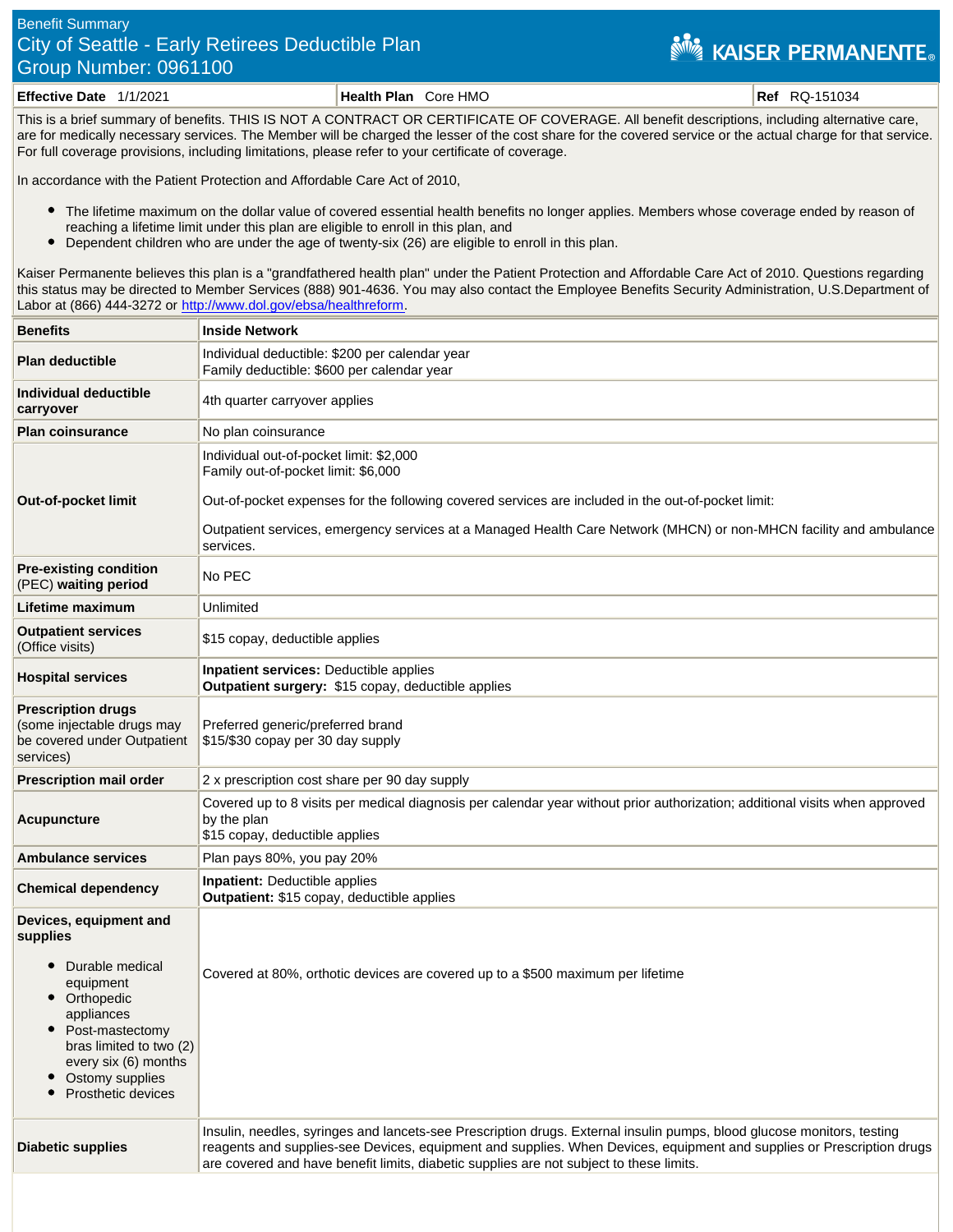Benefit Summary

# City of Seattle - Early Retirees Deductible Plan

## Group Number: 0961100

KAISER PERMANENTE

| **Effective Date** 1/1/2021 | **Health Plan** Core HMO | **Ref** RQ-151034 |
|---|---|---|

This is a brief summary of benefits. THIS IS NOT A CONTRACT OR CERTIFICATE OF COVERAGE. All benefit descriptions, including alternative care, are for medically necessary services. The Member will be charged the lesser of the cost share for the covered service or the actual charge for that service. For full coverage provisions, including limitations, please refer to your certificate of coverage.

In accordance with the Patient Protection and Affordable Care Act of 2010,

- The lifetime maximum on the dollar value of covered essential health benefits no longer applies. Members whose coverage ended by reason of reaching a lifetime limit under this plan are eligible to enroll in this plan, and
- Dependent children who are under the age of twenty-six (26) are eligible to enroll in this plan.

Kaiser Permanente believes this plan is a "grandfathered health plan" under the Patient Protection and Affordable Care Act of 2010. Questions regarding this status may be directed to Member Services (888) 901-4636. You may also contact the Employee Benefits Security Administration, U.S.Department of Labor at (866) 444-3272 or http://www.dol.gov/ebsa/healthreform.

| **Benefits** | **Inside Network** |
|---|---|
| **Plan deductible** | Individual deductible: $200 per calendar year<br>Family deductible: $600 per calendar year |
| **Individual deductible carryover** | 4th quarter carryover applies |
| **Plan coinsurance** | No plan coinsurance |
| **Out-of-pocket limit** | Individual out-of-pocket limit: $2,000<br>Family out-of-pocket limit: $6,000<br><br>Out-of-pocket expenses for the following covered services are included in the out-of-pocket limit:<br><br>Outpatient services, emergency services at a Managed Health Care Network (MHCN) or non-MHCN facility and ambulance services. |
| **Pre-existing condition** (PEC) **waiting period** | No PEC |
| **Lifetime maximum** | Unlimited |
| **Outpatient services** (Office visits) | $15 copay, deductible applies |
| **Hospital services** | **Inpatient services:** Deductible applies<br>**Outpatient surgery:** $15 copay, deductible applies |
| **Prescription drugs** (some injectable drugs may be covered under Outpatient services) | Preferred generic/preferred brand<br>$15/$30 copay per 30 day supply |
| **Prescription mail order** | 2 x prescription cost share per 90 day supply |
| **Acupuncture** | Covered up to 8 visits per medical diagnosis per calendar year without prior authorization; additional visits when approved by the plan<br>$15 copay, deductible applies |
| **Ambulance services** | Plan pays 80%, you pay 20% |
| **Chemical dependency** | **Inpatient:** Deductible applies<br>**Outpatient:** $15 copay, deductible applies |
| **Devices, equipment and supplies**<br>• Durable medical equipment<br>• Orthopedic appliances<br>• Post-mastectomy bras limited to two (2) every six (6) months<br>• Ostomy supplies<br>• Prosthetic devices | Covered at 80%, orthotic devices are covered up to a $500 maximum per lifetime |
| **Diabetic supplies** | Insulin, needles, syringes and lancets-see Prescription drugs. External insulin pumps, blood glucose monitors, testing reagents and supplies-see Devices, equipment and supplies. When Devices, equipment and supplies or Prescription drugs are covered and have benefit limits, diabetic supplies are not subject to these limits. |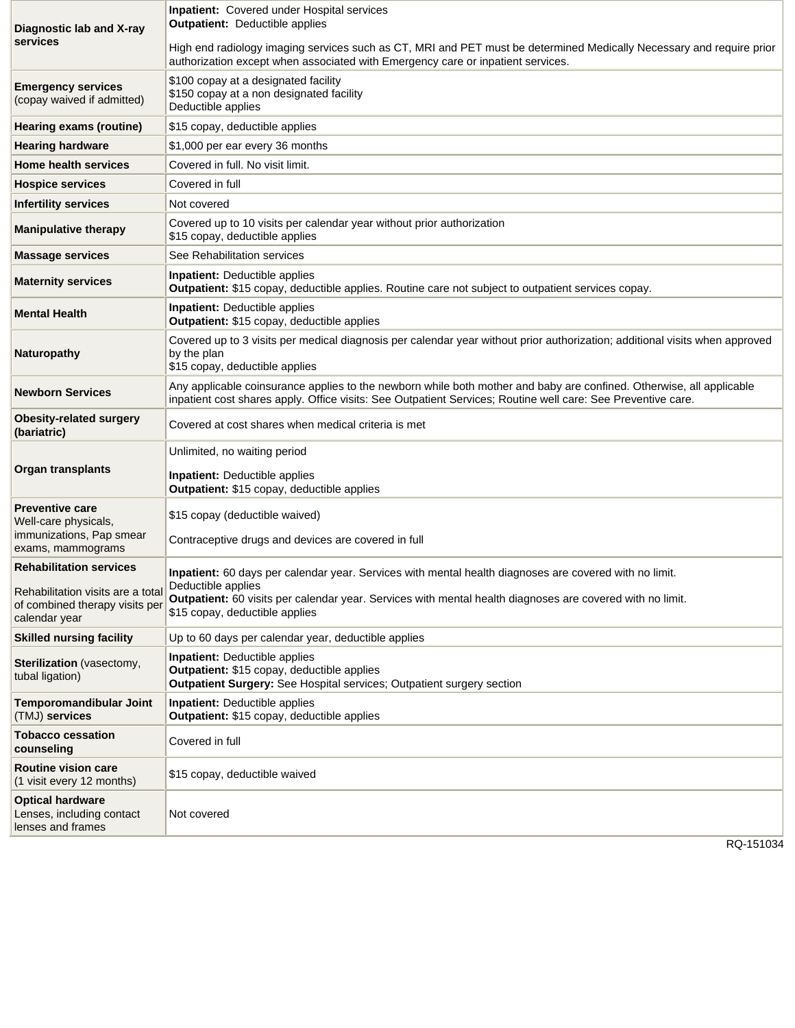| | |
|---|---|
| **Diagnostic lab and X-ray services** | **Inpatient:** Covered under Hospital services<br>**Outpatient:** Deductible applies<br><br>High end radiology imaging services such as CT, MRI and PET must be determined Medically Necessary and require prior authorization except when associated with Emergency care or inpatient services. |
| **Emergency services** (copay waived if admitted) | $100 copay at a designated facility<br>$150 copay at a non designated facility<br>Deductible applies |
| **Hearing exams (routine)** | $15 copay, deductible applies |
| **Hearing hardware** | $1,000 per ear every 36 months |
| **Home health services** | Covered in full. No visit limit. |
| **Hospice services** | Covered in full |
| **Infertility services** | Not covered |
| **Manipulative therapy** | Covered up to 10 visits per calendar year without prior authorization<br>$15 copay, deductible applies |
| **Massage services** | See Rehabilitation services |
| **Maternity services** | **Inpatient:** Deductible applies<br>**Outpatient:** $15 copay, deductible applies. Routine care not subject to outpatient services copay. |
| **Mental Health** | **Inpatient:** Deductible applies<br>**Outpatient:** $15 copay, deductible applies |
| **Naturopathy** | Covered up to 3 visits per medical diagnosis per calendar year without prior authorization; additional visits when approved by the plan<br>$15 copay, deductible applies |
| **Newborn Services** | Any applicable coinsurance applies to the newborn while both mother and baby are confined. Otherwise, all applicable inpatient cost shares apply. Office visits: See Outpatient Services; Routine well care: See Preventive care. |
| **Obesity-related surgery (bariatric)** | Covered at cost shares when medical criteria is met |
| **Organ transplants** | Unlimited, no waiting period<br><br>**Inpatient:** Deductible applies<br>**Outpatient:** $15 copay, deductible applies |
| **Preventive care**<br>Well-care physicals, immunizations, Pap smear exams, mammograms | $15 copay (deductible waived)<br><br>Contraceptive drugs and devices are covered in full |
| **Rehabilitation services**<br><br>Rehabilitation visits are a total of combined therapy visits per calendar year | **Inpatient:** 60 days per calendar year. Services with mental health diagnoses are covered with no limit.<br>Deductible applies<br>**Outpatient:** 60 visits per calendar year. Services with mental health diagnoses are covered with no limit.<br>$15 copay, deductible applies |
| **Skilled nursing facility** | Up to 60 days per calendar year, deductible applies |
| **Sterilization** (vasectomy, tubal ligation) | **Inpatient:** Deductible applies<br>**Outpatient:** $15 copay, deductible applies<br>**Outpatient Surgery:** See Hospital services; Outpatient surgery section |
| **Temporomandibular Joint** (TMJ) **services** | **Inpatient:** Deductible applies<br>**Outpatient:** $15 copay, deductible applies |
| **Tobacco cessation counseling** | Covered in full |
| **Routine vision care** (1 visit every 12 months) | $15 copay, deductible waived |
| **Optical hardware**<br>Lenses, including contact lenses and frames | Not covered |

RQ-151034